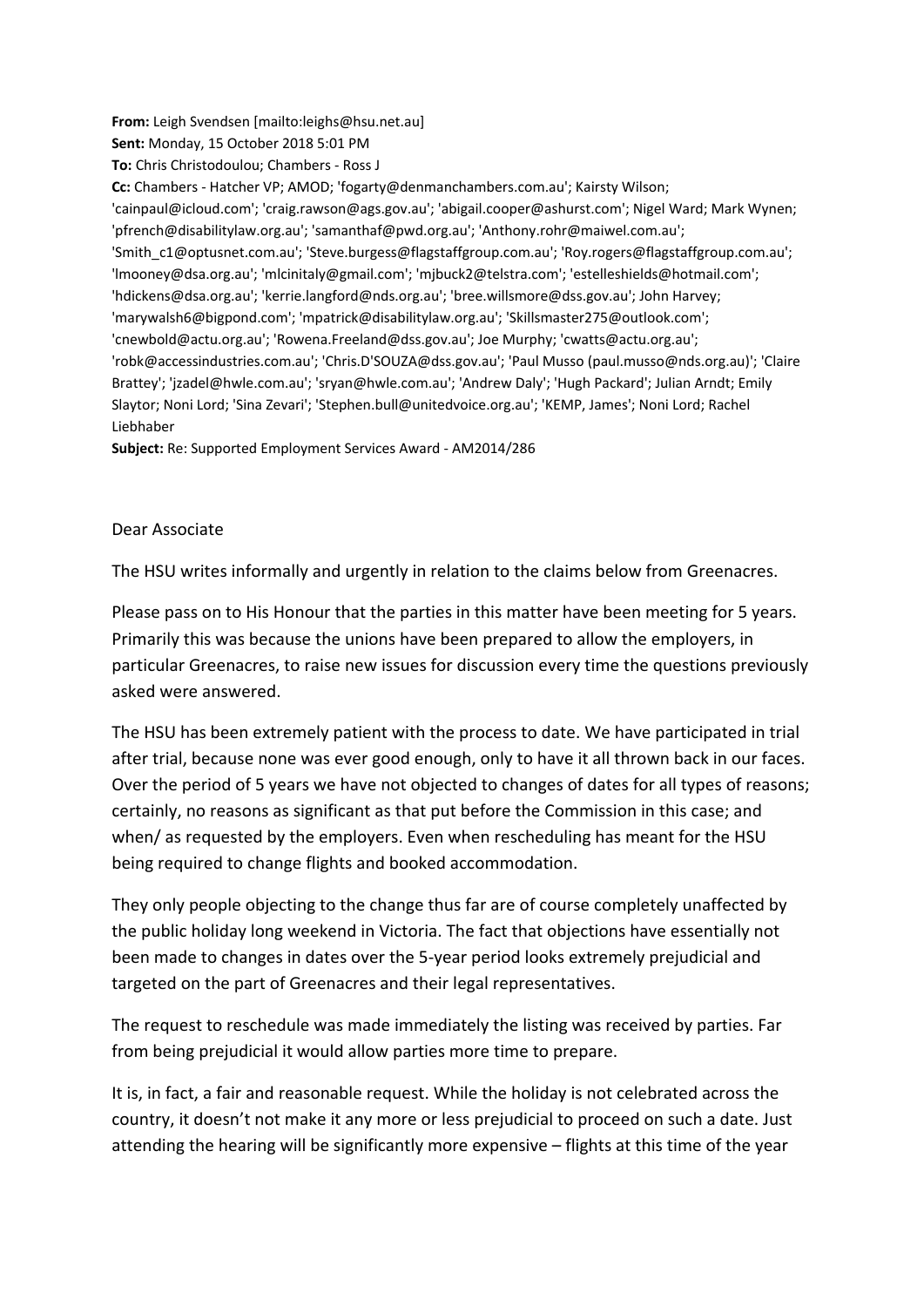**From:** Leigh Svendsen [mailto:leighs@hsu.net.au]
**Sent:** Monday, 15 October 2018 5:01 PM
**To:** Chris Christodoulou; Chambers - Ross J
**Cc:** Chambers - Hatcher VP; AMOD; 'fogarty@denmanchambers.com.au'; Kairsty Wilson; 'cainpaul@icloud.com'; 'craig.rawson@ags.gov.au'; 'abigail.cooper@ashurst.com'; Nigel Ward; Mark Wynen; 'pfrench@disabilitylaw.org.au'; 'samanthaf@pwd.org.au'; 'Anthony.rohr@maiwel.com.au'; 'Smith_c1@optusnet.com.au'; 'Steve.burgess@flagstaffgroup.com.au'; 'Roy.rogers@flagstaffgroup.com.au'; 'lmooney@dsa.org.au'; 'mlcinitaly@gmail.com'; 'mjbuck2@telstra.com'; 'estelleshields@hotmail.com'; 'hdickens@dsa.org.au'; 'kerrie.langford@nds.org.au'; 'bree.willsmore@dss.gov.au'; John Harvey; 'marywalsh6@bigpond.com'; 'mpatrick@disabilitylaw.org.au'; 'Skillsmaster275@outlook.com'; 'cnewbold@actu.org.au'; 'Rowena.Freeland@dss.gov.au'; Joe Murphy; 'cwatts@actu.org.au'; 'robk@accessindustries.com.au'; 'Chris.D'SOUZA@dss.gov.au'; 'Paul Musso (paul.musso@nds.org.au)'; 'Claire Brattey'; 'jzadel@hwle.com.au'; 'sryan@hwle.com.au'; 'Andrew Daly'; 'Hugh Packard'; Julian Arndt; Emily Slaytor; Noni Lord; 'Sina Zevari'; 'Stephen.bull@unitedvoice.org.au'; 'KEMP, James'; Noni Lord; Rachel Liebhaber
**Subject:** Re: Supported Employment Services Award - AM2014/286

Dear Associate

The HSU writes informally and urgently in relation to the claims below from Greenacres.

Please pass on to His Honour that the parties in this matter have been meeting for 5 years. Primarily this was because the unions have been prepared to allow the employers, in particular Greenacres, to raise new issues for discussion every time the questions previously asked were answered.

The HSU has been extremely patient with the process to date. We have participated in trial after trial, because none was ever good enough, only to have it all thrown back in our faces. Over the period of 5 years we have not objected to changes of dates for all types of reasons; certainly, no reasons as significant as that put before the Commission in this case; and when/ as requested by the employers. Even when rescheduling has meant for the HSU being required to change flights and booked accommodation.

They only people objecting to the change thus far are of course completely unaffected by the public holiday long weekend in Victoria. The fact that objections have essentially not been made to changes in dates over the 5-year period looks extremely prejudicial and targeted on the part of Greenacres and their legal representatives.

The request to reschedule was made immediately the listing was received by parties. Far from being prejudicial it would allow parties more time to prepare.

It is, in fact, a fair and reasonable request. While the holiday is not celebrated across the country, it doesn't not make it any more or less prejudicial to proceed on such a date. Just attending the hearing will be significantly more expensive – flights at this time of the year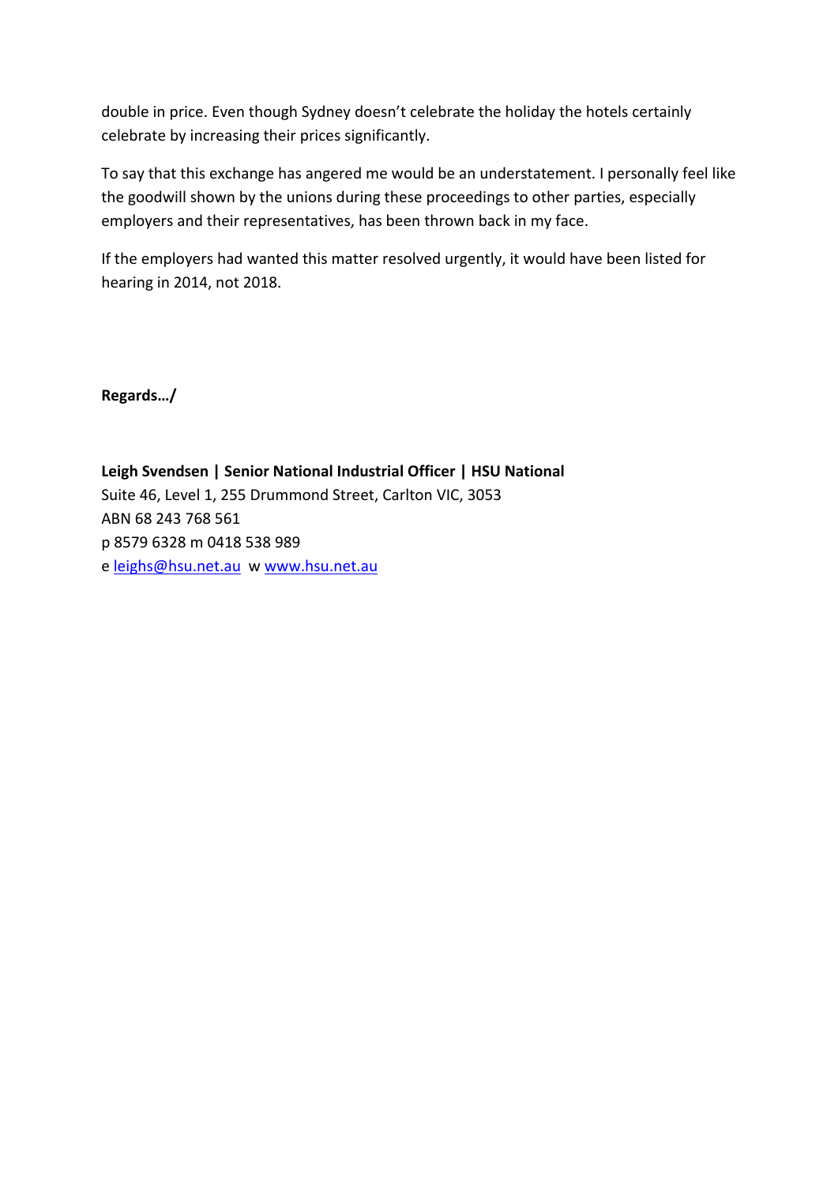double in price. Even though Sydney doesn't celebrate the holiday the hotels certainly celebrate by increasing their prices significantly.

To say that this exchange has angered me would be an understatement. I personally feel like the goodwill shown by the unions during these proceedings to other parties, especially employers and their representatives, has been thrown back in my face.

If the employers had wanted this matter resolved urgently, it would have been listed for hearing in 2014, not 2018.

**Regards…/**

**Leigh Svendsen | Senior National Industrial Officer | HSU National**
Suite 46, Level 1, 255 Drummond Street, Carlton VIC, 3053
ABN 68 243 768 561
p 8579 6328 m 0418 538 989
e leighs@hsu.net.au w www.hsu.net.au